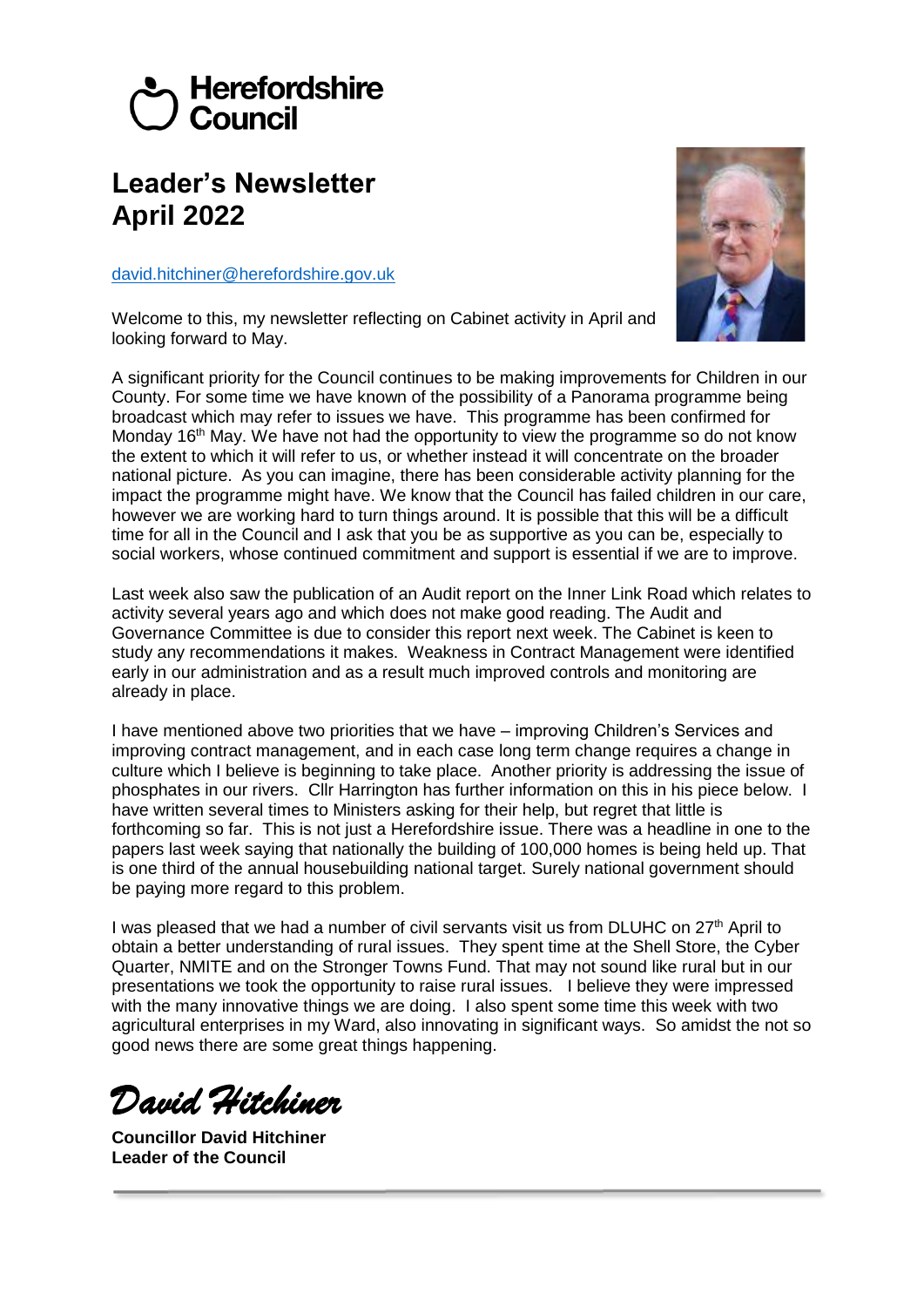Herefordshire Council

# Leader's Newsletter April 2022

david.hitchiner@herefordshire.gov.uk

Welcome to this, my newsletter reflecting on Cabinet activity in April and looking forward to May.

A significant priority for the Council continues to be making improvements for Children in our County. For some time we have known of the possibility of a Panorama programme being broadcast which may refer to issues we have. This programme has been confirmed for Monday 16th May. We have not had the opportunity to view the programme so do not know the extent to which it will refer to us, or whether instead it will concentrate on the broader national picture. As you can imagine, there has been considerable activity planning for the impact the programme might have. We know that the Council has failed children in our care, however we are working hard to turn things around. It is possible that this will be a difficult time for all in the Council and I ask that you be as supportive as you can be, especially to social workers, whose continued commitment and support is essential if we are to improve.

Last week also saw the publication of an Audit report on the Inner Link Road which relates to activity several years ago and which does not make good reading. The Audit and Governance Committee is due to consider this report next week. The Cabinet is keen to study any recommendations it makes. Weakness in Contract Management were identified early in our administration and as a result much improved controls and monitoring are already in place.

I have mentioned above two priorities that we have – improving Children's Services and improving contract management, and in each case long term change requires a change in culture which I believe is beginning to take place. Another priority is addressing the issue of phosphates in our rivers. Cllr Harrington has further information on this in his piece below. I have written several times to Ministers asking for their help, but regret that little is forthcoming so far. This is not just a Herefordshire issue. There was a headline in one to the papers last week saying that nationally the building of 100,000 homes is being held up. That is one third of the annual housebuilding national target. Surely national government should be paying more regard to this problem.

I was pleased that we had a number of civil servants visit us from DLUHC on 27th April to obtain a better understanding of rural issues. They spent time at the Shell Store, the Cyber Quarter, NMITE and on the Stronger Towns Fund. That may not sound like rural but in our presentations we took the opportunity to raise rural issues. I believe they were impressed with the many innovative things we are doing. I also spent some time this week with two agricultural enterprises in my Ward, also innovating in significant ways. So amidst the not so good news there are some great things happening.

*David Hitchiner*

**Councillor David Hitchiner**
**Leader of the Council**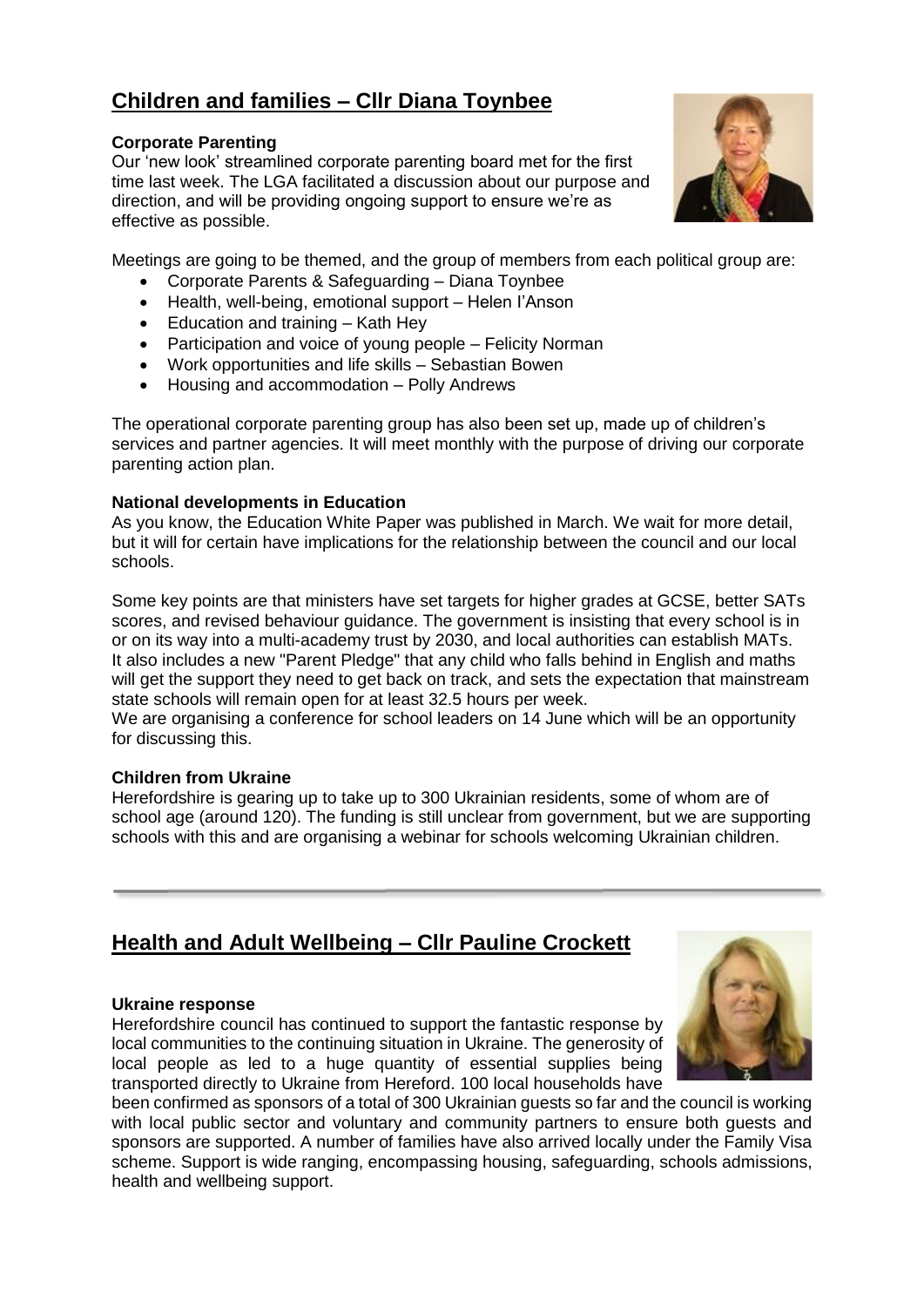## Children and families – Cllr Diana Toynbee

**Corporate Parenting**

Our 'new look' streamlined corporate parenting board met for the first time last week. The LGA facilitated a discussion about our purpose and direction, and will be providing ongoing support to ensure we're as effective as possible.

Meetings are going to be themed, and the group of members from each political group are:

- Corporate Parents & Safeguarding – Diana Toynbee
- Health, well-being, emotional support – Helen I'Anson
- Education and training – Kath Hey
- Participation and voice of young people – Felicity Norman
- Work opportunities and life skills – Sebastian Bowen
- Housing and accommodation – Polly Andrews

The operational corporate parenting group has also been set up, made up of children's services and partner agencies. It will meet monthly with the purpose of driving our corporate parenting action plan.

**National developments in Education**

As you know, the Education White Paper was published in March. We wait for more detail, but it will for certain have implications for the relationship between the council and our local schools.

Some key points are that ministers have set targets for higher grades at GCSE, better SATs scores, and revised behaviour guidance. The government is insisting that every school is in or on its way into a multi-academy trust by 2030, and local authorities can establish MATs. It also includes a new "Parent Pledge" that any child who falls behind in English and maths will get the support they need to get back on track, and sets the expectation that mainstream state schools will remain open for at least 32.5 hours per week.

We are organising a conference for school leaders on 14 June which will be an opportunity for discussing this.

**Children from Ukraine**

Herefordshire is gearing up to take up to 300 Ukrainian residents, some of whom are of school age (around 120). The funding is still unclear from government, but we are supporting schools with this and are organising a webinar for schools welcoming Ukrainian children.

## Health and Adult Wellbeing – Cllr Pauline Crockett

**Ukraine response**

Herefordshire council has continued to support the fantastic response by local communities to the continuing situation in Ukraine. The generosity of local people as led to a huge quantity of essential supplies being transported directly to Ukraine from Hereford. 100 local households have been confirmed as sponsors of a total of 300 Ukrainian guests so far and the council is working with local public sector and voluntary and community partners to ensure both guests and sponsors are supported. A number of families have also arrived locally under the Family Visa scheme. Support is wide ranging, encompassing housing, safeguarding, schools admissions, health and wellbeing support.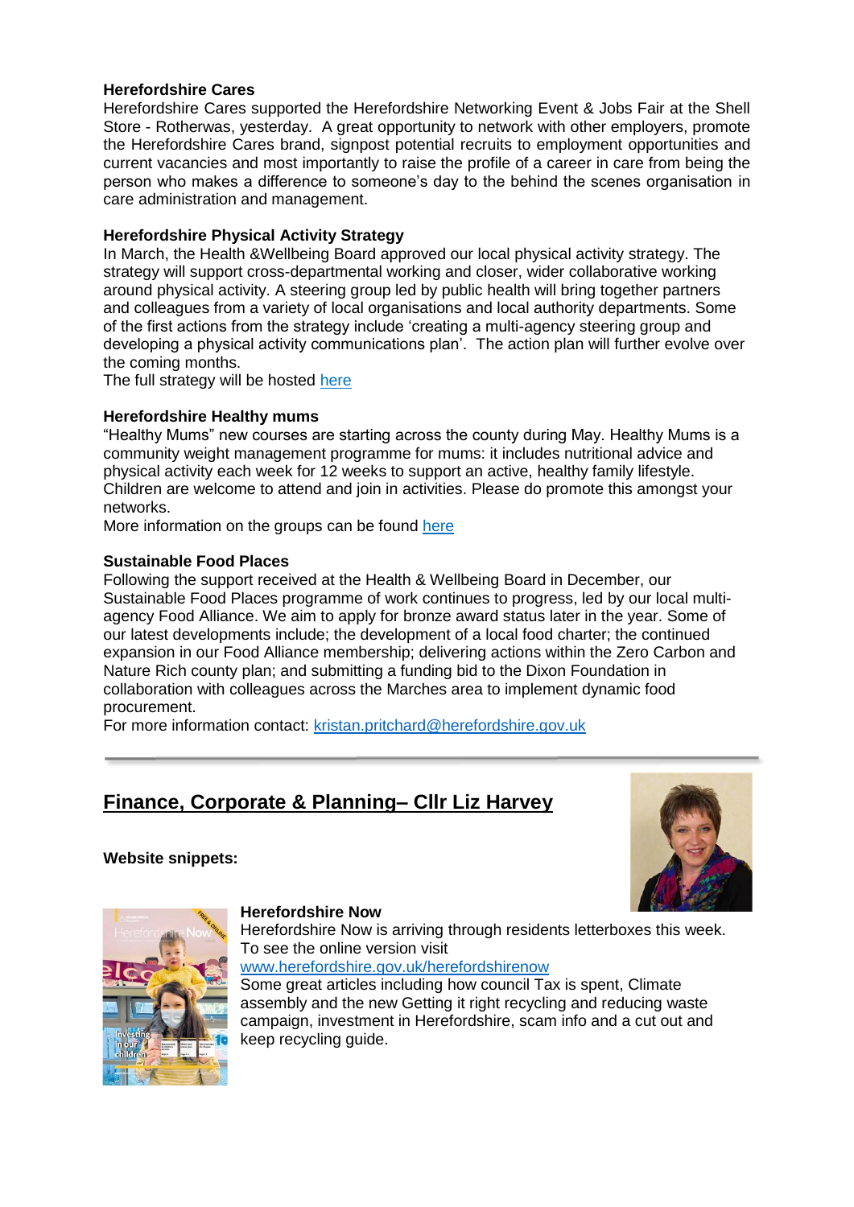**Herefordshire Cares**

Herefordshire Cares supported the Herefordshire Networking Event & Jobs Fair at the Shell Store - Rotherwas, yesterday. A great opportunity to network with other employers, promote the Herefordshire Cares brand, signpost potential recruits to employment opportunities and current vacancies and most importantly to raise the profile of a career in care from being the person who makes a difference to someone's day to the behind the scenes organisation in care administration and management.

**Herefordshire Physical Activity Strategy**

In March, the Health &Wellbeing Board approved our local physical activity strategy. The strategy will support cross-departmental working and closer, wider collaborative working around physical activity. A steering group led by public health will bring together partners and colleagues from a variety of local organisations and local authority departments. Some of the first actions from the strategy include 'creating a multi-agency steering group and developing a physical activity communications plan'. The action plan will further evolve over the coming months.

The full strategy will be hosted here

**Herefordshire Healthy mums**

"Healthy Mums" new courses are starting across the county during May. Healthy Mums is a community weight management programme for mums: it includes nutritional advice and physical activity each week for 12 weeks to support an active, healthy family lifestyle. Children are welcome to attend and join in activities. Please do promote this amongst your networks.

More information on the groups can be found here

**Sustainable Food Places**

Following the support received at the Health & Wellbeing Board in December, our Sustainable Food Places programme of work continues to progress, led by our local multi-agency Food Alliance. We aim to apply for bronze award status later in the year. Some of our latest developments include; the development of a local food charter; the continued expansion in our Food Alliance membership; delivering actions within the Zero Carbon and Nature Rich county plan; and submitting a funding bid to the Dixon Foundation in collaboration with colleagues across the Marches area to implement dynamic food procurement.

For more information contact: kristan.pritchard@herefordshire.gov.uk

---

## Finance, Corporate & Planning– Cllr Liz Harvey

**Website snippets:**

**Herefordshire Now**

Herefordshire Now is arriving through residents letterboxes this week. To see the online version visit www.herefordshire.gov.uk/herefordshirenow

Some great articles including how council Tax is spent, Climate assembly and the new Getting it right recycling and reducing waste campaign, investment in Herefordshire, scam info and a cut out and keep recycling guide.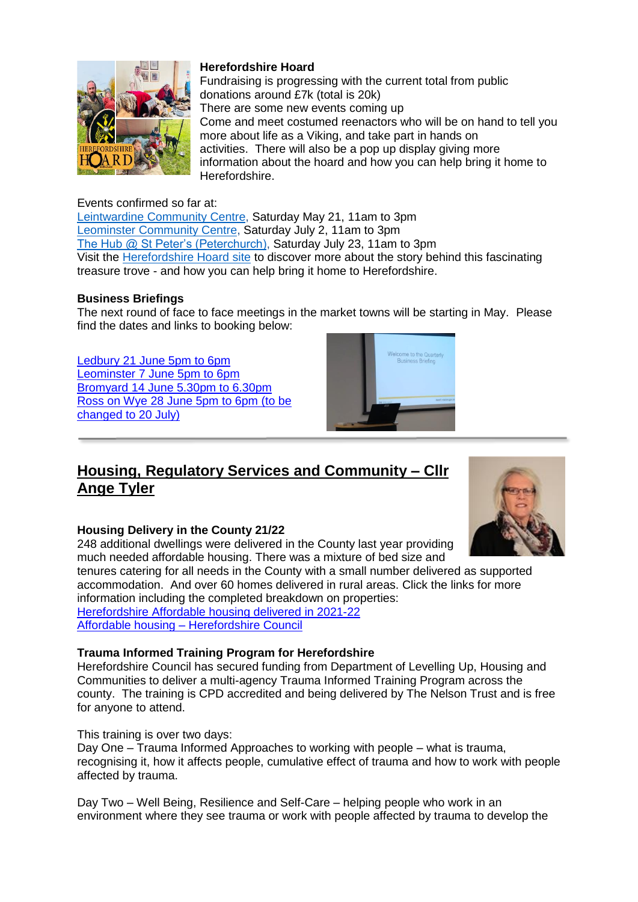**Herefordshire Hoard**
Fundraising is progressing with the current total from public donations around £7k (total is 20k)
There are some new events coming up
Come and meet costumed reenactors who will be on hand to tell you more about life as a Viking, and take part in hands on activities. There will also be a pop up display giving more information about the hoard and how you can help bring it home to Herefordshire.

Events confirmed so far at:
Leintwardine Community Centre, Saturday May 21, 11am to 3pm
Leominster Community Centre, Saturday July 2, 11am to 3pm
The Hub @ St Peter's (Peterchurch), Saturday July 23, 11am to 3pm
Visit the Herefordshire Hoard site to discover more about the story behind this fascinating treasure trove - and how you can help bring it home to Herefordshire.

**Business Briefings**
The next round of face to face meetings in the market towns will be starting in May. Please find the dates and links to booking below:

Ledbury 21 June 5pm to 6pm
Leominster 7 June 5pm to 6pm
Bromyard 14 June 5.30pm to 6.30pm
Ross on Wye 28 June 5pm to 6pm (to be changed to 20 July)

## Housing, Regulatory Services and Community – Cllr Ange Tyler

**Housing Delivery in the County 21/22**
248 additional dwellings were delivered in the County last year providing much needed affordable housing. There was a mixture of bed size and tenures catering for all needs in the County with a small number delivered as supported accommodation. And over 60 homes delivered in rural areas. Click the links for more information including the completed breakdown on properties:
Herefordshire Affordable housing delivered in 2021-22
Affordable housing – Herefordshire Council

**Trauma Informed Training Program for Herefordshire**
Herefordshire Council has secured funding from Department of Levelling Up, Housing and Communities to deliver a multi-agency Trauma Informed Training Program across the county. The training is CPD accredited and being delivered by The Nelson Trust and is free for anyone to attend.

This training is over two days:
Day One – Trauma Informed Approaches to working with people – what is trauma, recognising it, how it affects people, cumulative effect of trauma and how to work with people affected by trauma.

Day Two – Well Being, Resilience and Self-Care – helping people who work in an environment where they see trauma or work with people affected by trauma to develop the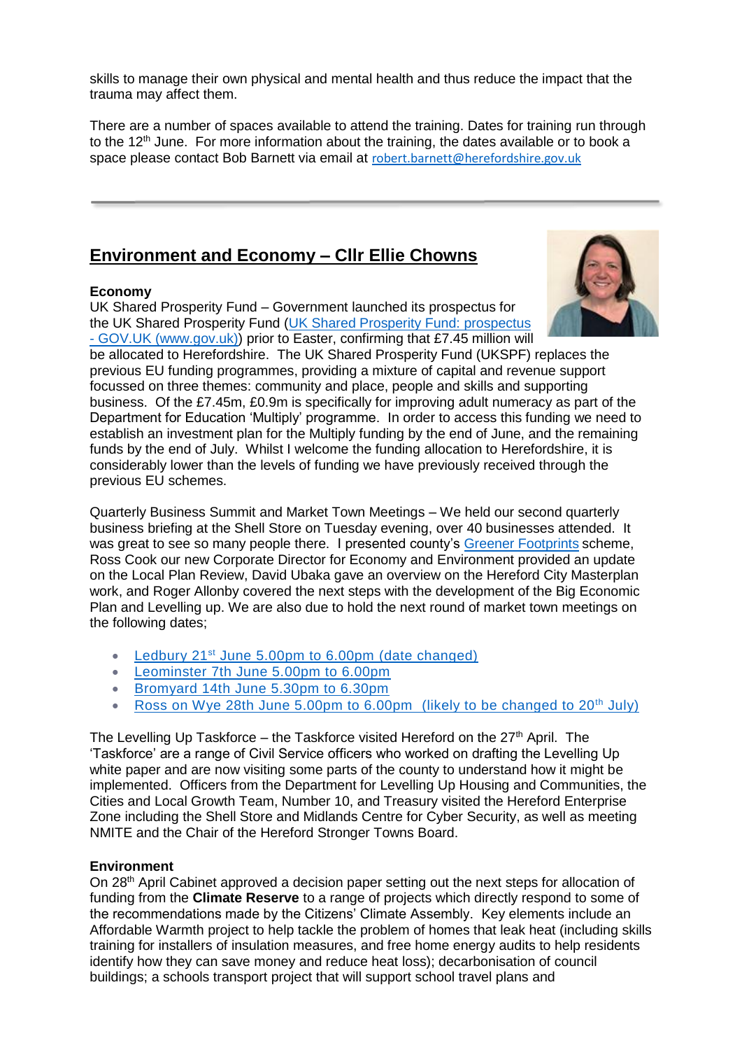skills to manage their own physical and mental health and thus reduce the impact that the trauma may affect them.

There are a number of spaces available to attend the training. Dates for training run through to the 12th June. For more information about the training, the dates available or to book a space please contact Bob Barnett via email at robert.barnett@herefordshire.gov.uk

---

## Environment and Economy – Cllr Ellie Chowns

**Economy**

UK Shared Prosperity Fund – Government launched its prospectus for the UK Shared Prosperity Fund (UK Shared Prosperity Fund: prospectus - GOV.UK (www.gov.uk)) prior to Easter, confirming that £7.45 million will be allocated to Herefordshire. The UK Shared Prosperity Fund (UKSPF) replaces the previous EU funding programmes, providing a mixture of capital and revenue support focussed on three themes: community and place, people and skills and supporting business. Of the £7.45m, £0.9m is specifically for improving adult numeracy as part of the Department for Education 'Multiply' programme. In order to access this funding we need to establish an investment plan for the Multiply funding by the end of June, and the remaining funds by the end of July. Whilst I welcome the funding allocation to Herefordshire, it is considerably lower than the levels of funding we have previously received through the previous EU schemes.

Quarterly Business Summit and Market Town Meetings – We held our second quarterly business briefing at the Shell Store on Tuesday evening, over 40 businesses attended. It was great to see so many people there. I presented county's Greener Footprints scheme, Ross Cook our new Corporate Director for Economy and Environment provided an update on the Local Plan Review, David Ubaka gave an overview on the Hereford City Masterplan work, and Roger Allonby covered the next steps with the development of the Big Economic Plan and Levelling up. We are also due to hold the next round of market town meetings on the following dates;

- Ledbury 21st June 5.00pm to 6.00pm (date changed)
- Leominster 7th June 5.00pm to 6.00pm
- Bromyard 14th June 5.30pm to 6.30pm
- Ross on Wye 28th June 5.00pm to 6.00pm (likely to be changed to 20th July)

The Levelling Up Taskforce – the Taskforce visited Hereford on the 27th April. The 'Taskforce' are a range of Civil Service officers who worked on drafting the Levelling Up white paper and are now visiting some parts of the county to understand how it might be implemented. Officers from the Department for Levelling Up Housing and Communities, the Cities and Local Growth Team, Number 10, and Treasury visited the Hereford Enterprise Zone including the Shell Store and Midlands Centre for Cyber Security, as well as meeting NMITE and the Chair of the Hereford Stronger Towns Board.

**Environment**

On 28th April Cabinet approved a decision paper setting out the next steps for allocation of funding from the **Climate Reserve** to a range of projects which directly respond to some of the recommendations made by the Citizens' Climate Assembly. Key elements include an Affordable Warmth project to help tackle the problem of homes that leak heat (including skills training for installers of insulation measures, and free home energy audits to help residents identify how they can save money and reduce heat loss); decarbonisation of council buildings; a schools transport project that will support school travel plans and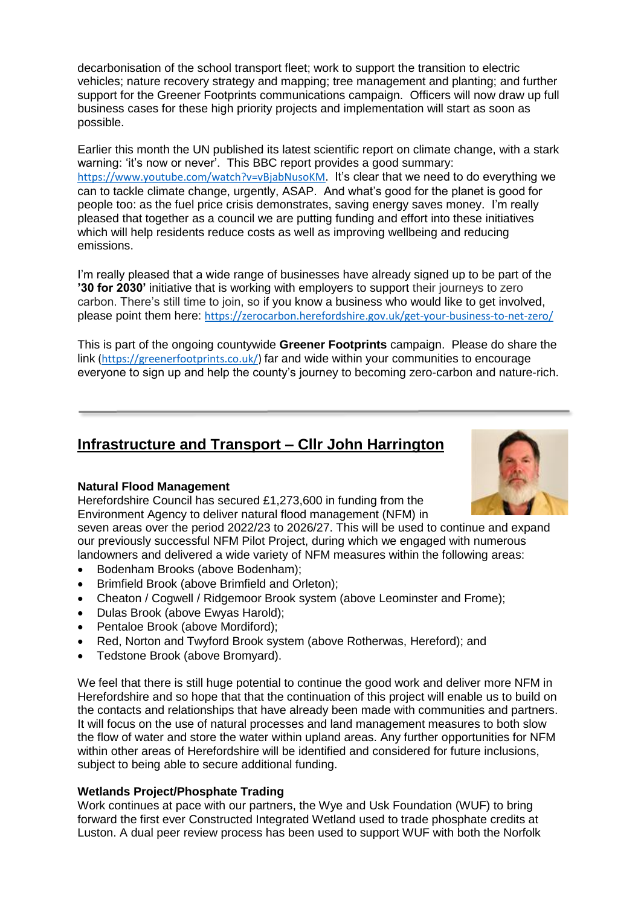decarbonisation of the school transport fleet; work to support the transition to electric vehicles; nature recovery strategy and mapping; tree management and planting; and further support for the Greener Footprints communications campaign. Officers will now draw up full business cases for these high priority projects and implementation will start as soon as possible.

Earlier this month the UN published its latest scientific report on climate change, with a stark warning: 'it's now or never'. This BBC report provides a good summary: https://www.youtube.com/watch?v=vBjabNusoKM. It's clear that we need to do everything we can to tackle climate change, urgently, ASAP. And what's good for the planet is good for people too: as the fuel price crisis demonstrates, saving energy saves money. I'm really pleased that together as a council we are putting funding and effort into these initiatives which will help residents reduce costs as well as improving wellbeing and reducing emissions.

I'm really pleased that a wide range of businesses have already signed up to be part of the **'30 for 2030'** initiative that is working with employers to support their journeys to zero carbon. There's still time to join, so if you know a business who would like to get involved, please point them here: https://zerocarbon.herefordshire.gov.uk/get-your-business-to-net-zero/

This is part of the ongoing countywide **Greener Footprints** campaign. Please do share the link (https://greenerfootprints.co.uk/) far and wide within your communities to encourage everyone to sign up and help the county's journey to becoming zero-carbon and nature-rich.

---

## Infrastructure and Transport – Cllr John Harrington

### Natural Flood Management

Herefordshire Council has secured £1,273,600 in funding from the Environment Agency to deliver natural flood management (NFM) in seven areas over the period 2022/23 to 2026/27. This will be used to continue and expand our previously successful NFM Pilot Project, during which we engaged with numerous landowners and delivered a wide variety of NFM measures within the following areas:

- Bodenham Brooks (above Bodenham);
- Brimfield Brook (above Brimfield and Orleton);
- Cheaton / Cogwell / Ridgemoor Brook system (above Leominster and Frome);
- Dulas Brook (above Ewyas Harold);
- Pentaloe Brook (above Mordiford);
- Red, Norton and Twyford Brook system (above Rotherwas, Hereford); and
- Tedstone Brook (above Bromyard).

We feel that there is still huge potential to continue the good work and deliver more NFM in Herefordshire and so hope that that the continuation of this project will enable us to build on the contacts and relationships that have already been made with communities and partners. It will focus on the use of natural processes and land management measures to both slow the flow of water and store the water within upland areas. Any further opportunities for NFM within other areas of Herefordshire will be identified and considered for future inclusions, subject to being able to secure additional funding.

### Wetlands Project/Phosphate Trading

Work continues at pace with our partners, the Wye and Usk Foundation (WUF) to bring forward the first ever Constructed Integrated Wetland used to trade phosphate credits at Luston. A dual peer review process has been used to support WUF with both the Norfolk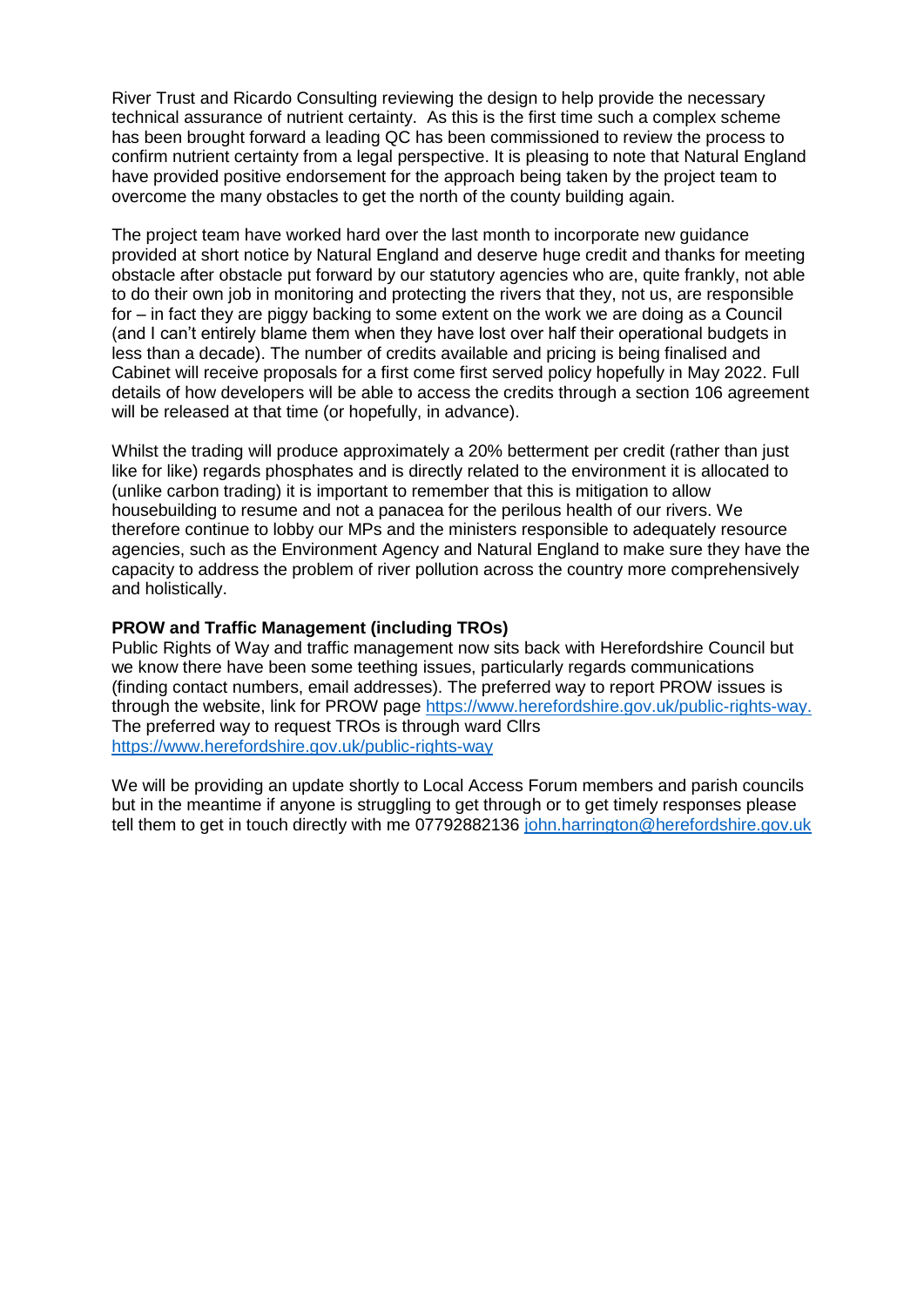River Trust and Ricardo Consulting reviewing the design to help provide the necessary technical assurance of nutrient certainty. As this is the first time such a complex scheme has been brought forward a leading QC has been commissioned to review the process to confirm nutrient certainty from a legal perspective. It is pleasing to note that Natural England have provided positive endorsement for the approach being taken by the project team to overcome the many obstacles to get the north of the county building again.

The project team have worked hard over the last month to incorporate new guidance provided at short notice by Natural England and deserve huge credit and thanks for meeting obstacle after obstacle put forward by our statutory agencies who are, quite frankly, not able to do their own job in monitoring and protecting the rivers that they, not us, are responsible for – in fact they are piggy backing to some extent on the work we are doing as a Council (and I can't entirely blame them when they have lost over half their operational budgets in less than a decade). The number of credits available and pricing is being finalised and Cabinet will receive proposals for a first come first served policy hopefully in May 2022. Full details of how developers will be able to access the credits through a section 106 agreement will be released at that time (or hopefully, in advance).

Whilst the trading will produce approximately a 20% betterment per credit (rather than just like for like) regards phosphates and is directly related to the environment it is allocated to (unlike carbon trading) it is important to remember that this is mitigation to allow housebuilding to resume and not a panacea for the perilous health of our rivers. We therefore continue to lobby our MPs and the ministers responsible to adequately resource agencies, such as the Environment Agency and Natural England to make sure they have the capacity to address the problem of river pollution across the country more comprehensively and holistically.

**PROW and Traffic Management (including TROs)**

Public Rights of Way and traffic management now sits back with Herefordshire Council but we know there have been some teething issues, particularly regards communications (finding contact numbers, email addresses). The preferred way to report PROW issues is through the website, link for PROW page https://www.herefordshire.gov.uk/public-rights-way. The preferred way to request TROs is through ward Cllrs https://www.herefordshire.gov.uk/public-rights-way

We will be providing an update shortly to Local Access Forum members and parish councils but in the meantime if anyone is struggling to get through or to get timely responses please tell them to get in touch directly with me 07792882136 john.harrington@herefordshire.gov.uk